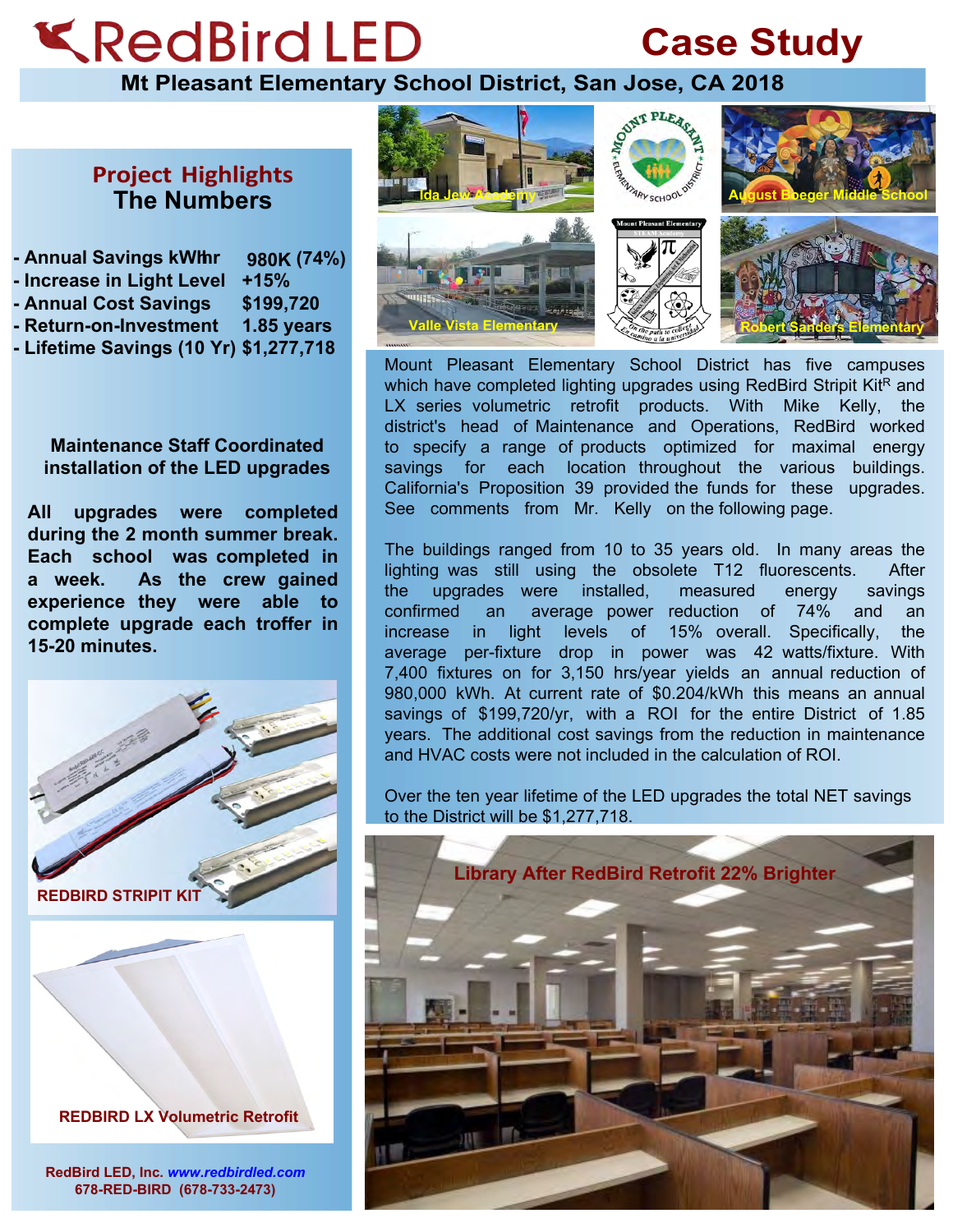# RedBird LED — Case Study

## Mt Pleasant Elementary School District, San Jose, CA 2018

## Project Highlights
### The Numbers

- Annual Savings kWhr 980K (74%)
- Increase in Light Level +15%
- Annual Cost Savings $199,720
- Return-on-Investment 1.85 years
- Lifetime Savings (10 Yr) $1,277,718

**Maintenance Staff Coordinated installation of the LED upgrades**

**All upgrades were completed during the 2 month summer break. Each school was completed in a week. As the crew gained experience they were able to complete upgrade each troffer in 15-20 minutes.**

REDBIRD STRIPIT KIT

REDBIRD LX Volumetric Retrofit

Ida Jew Academy

August Boeger Middle School

Valle Vista Elementary

Robert Sanders Elementary

Mount Pleasant Elementary School District has five campuses which have completed lighting upgrades using RedBird Stripit Kit[R] and LX series volumetric retrofit products. With Mike Kelly, the district's head of Maintenance and Operations, RedBird worked to specify a range of products optimized for maximal energy savings for each location throughout the various buildings. California's Proposition 39 provided the funds for these upgrades. See comments from Mr. Kelly on the following page.

The buildings ranged from 10 to 35 years old. In many areas the lighting was still using the obsolete T12 fluorescents. After the upgrades were installed, measured energy savings confirmed an average power reduction of 74% and an increase in light levels of 15% overall. Specifically, the average per-fixture drop in power was 42 watts/fixture. With 7,400 fixtures on for 3,150 hrs/year yields an annual reduction of 980,000 kWh. At current rate of $0.204/kWh this means an annual savings of $199,720/yr, with a ROI for the entire District of 1.85 years. The additional cost savings from the reduction in maintenance and HVAC costs were not included in the calculation of ROI.

Over the ten year lifetime of the LED upgrades the total NET savings to the District will be $1,277,718.

Library After RedBird Retrofit 22% Brighter

RedBird LED, Inc. *www.redbirdled.com*
678-RED-BIRD (678-733-2473)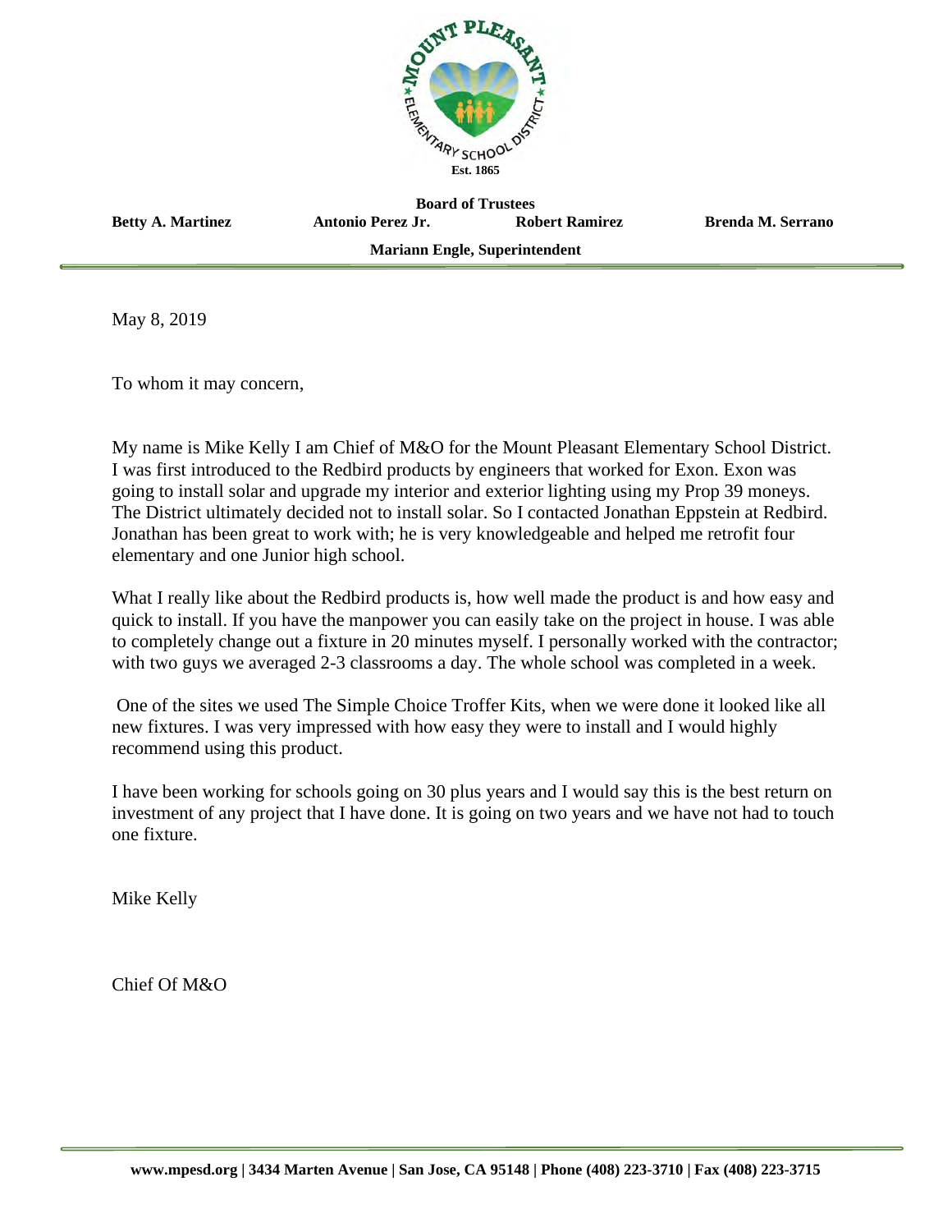**Board of Trustees**

**Betty A. Martinez** **Antonio Perez Jr.** **Robert Ramirez** **Brenda M. Serrano**

**Mariann Engle, Superintendent**

---

May 8, 2019

To whom it may concern,

My name is Mike Kelly I am Chief of M&O for the Mount Pleasant Elementary School District. I was first introduced to the Redbird products by engineers that worked for Exon. Exon was going to install solar and upgrade my interior and exterior lighting using my Prop 39 moneys. The District ultimately decided not to install solar. So I contacted Jonathan Eppstein at Redbird. Jonathan has been great to work with; he is very knowledgeable and helped me retrofit four elementary and one Junior high school.

What I really like about the Redbird products is, how well made the product is and how easy and quick to install. If you have the manpower you can easily take on the project in house. I was able to completely change out a fixture in 20 minutes myself. I personally worked with the contractor; with two guys we averaged 2-3 classrooms a day. The whole school was completed in a week.

One of the sites we used The Simple Choice Troffer Kits, when we were done it looked like all new fixtures. I was very impressed with how easy they were to install and I would highly recommend using this product.

I have been working for schools going on 30 plus years and I would say this is the best return on investment of any project that I have done. It is going on two years and we have not had to touch one fixture.

Mike Kelly

Chief Of M&O

---

**www.mpesd.org | 3434 Marten Avenue | San Jose, CA 95148 | Phone (408) 223-3710 | Fax (408) 223-3715**